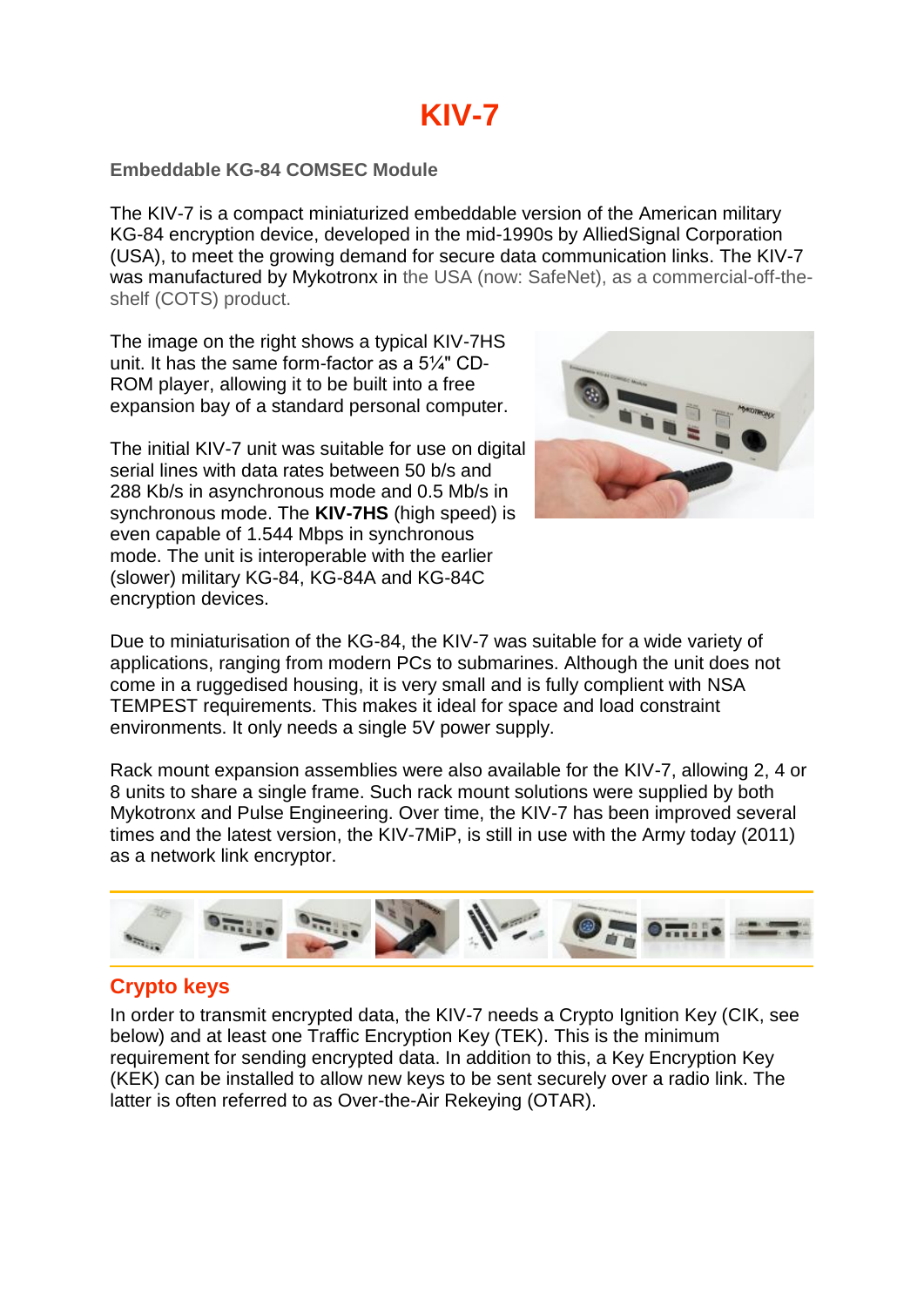# KIV-7

**Embeddable KG-84 COMSEC Module**

The KIV-7 is a compact miniaturized embeddable version of the American military KG-84 encryption device, developed in the mid-1990s by AlliedSignal Corporation (USA), to meet the growing demand for secure data communication links. The KIV-7 was manufactured by Mykotronx in the USA (now: SafeNet), as a commercial-off-the-shelf (COTS) product.

The image on the right shows a typical KIV-7HS unit. It has the same form-factor as a 5¼" CD-ROM player, allowing it to be built into a free expansion bay of a standard personal computer.

The initial KIV-7 unit was suitable for use on digital serial lines with data rates between 50 b/s and 288 Kb/s in asynchronous mode and 0.5 Mb/s in synchronous mode. The **KIV-7HS** (high speed) is even capable of 1.544 Mbps in synchronous mode. The unit is interoperable with the earlier (slower) military KG-84, KG-84A and KG-84C encryption devices.

Due to miniaturisation of the KG-84, the KIV-7 was suitable for a wide variety of applications, ranging from modern PCs to submarines. Although the unit does not come in a ruggedised housing, it is very small and is fully complient with NSA TEMPEST requirements. This makes it ideal for space and load constraint environments. It only needs a single 5V power supply.

Rack mount expansion assemblies were also available for the KIV-7, allowing 2, 4 or 8 units to share a single frame. Such rack mount solutions were supplied by both Mykotronx and Pulse Engineering. Over time, the KIV-7 has been improved several times and the latest version, the KIV-7MiP, is still in use with the Army today (2011) as a network link encryptor.

## Crypto keys

In order to transmit encrypted data, the KIV-7 needs a Crypto Ignition Key (CIK, see below) and at least one Traffic Encryption Key (TEK). This is the minimum requirement for sending encrypted data. In addition to this, a Key Encryption Key (KEK) can be installed to allow new keys to be sent securely over a radio link. The latter is often referred to as Over-the-Air Rekeying (OTAR).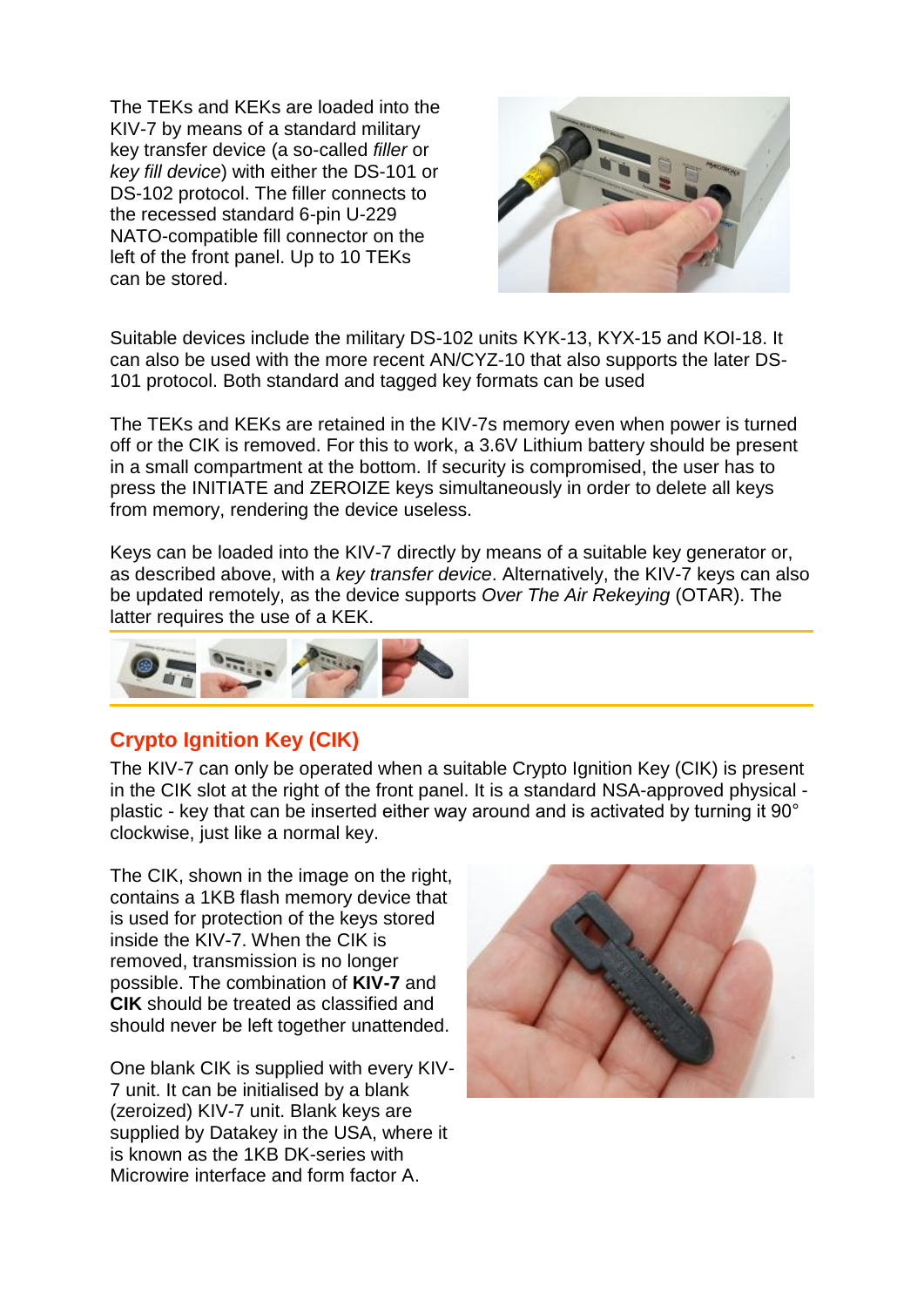The TEKs and KEKs are loaded into the KIV-7 by means of a standard military key transfer device (a so-called *filler* or *key fill device*) with either the DS-101 or DS-102 protocol. The filler connects to the recessed standard 6-pin U-229 NATO-compatible fill connector on the left of the front panel. Up to 10 TEKs can be stored.

Suitable devices include the military DS-102 units KYK-13, KYX-15 and KOI-18. It can also be used with the more recent AN/CYZ-10 that also supports the later DS-101 protocol. Both standard and tagged key formats can be used

The TEKs and KEKs are retained in the KIV-7s memory even when power is turned off or the CIK is removed. For this to work, a 3.6V Lithium battery should be present in a small compartment at the bottom. If security is compromised, the user has to press the INITIATE and ZEROIZE keys simultaneously in order to delete all keys from memory, rendering the device useless.

Keys can be loaded into the KIV-7 directly by means of a suitable key generator or, as described above, with a *key transfer device*. Alternatively, the KIV-7 keys can also be updated remotely, as the device supports *Over The Air Rekeying* (OTAR). The latter requires the use of a KEK.

## Crypto Ignition Key (CIK)

The KIV-7 can only be operated when a suitable Crypto Ignition Key (CIK) is present in the CIK slot at the right of the front panel. It is a standard NSA-approved physical - plastic - key that can be inserted either way around and is activated by turning it 90° clockwise, just like a normal key.

The CIK, shown in the image on the right, contains a 1KB flash memory device that is used for protection of the keys stored inside the KIV-7. When the CIK is removed, transmission is no longer possible. The combination of **KIV-7** and **CIK** should be treated as classified and should never be left together unattended.

One blank CIK is supplied with every KIV-7 unit. It can be initialised by a blank (zeroized) KIV-7 unit. Blank keys are supplied by Datakey in the USA, where it is known as the 1KB DK-series with Microwire interface and form factor A.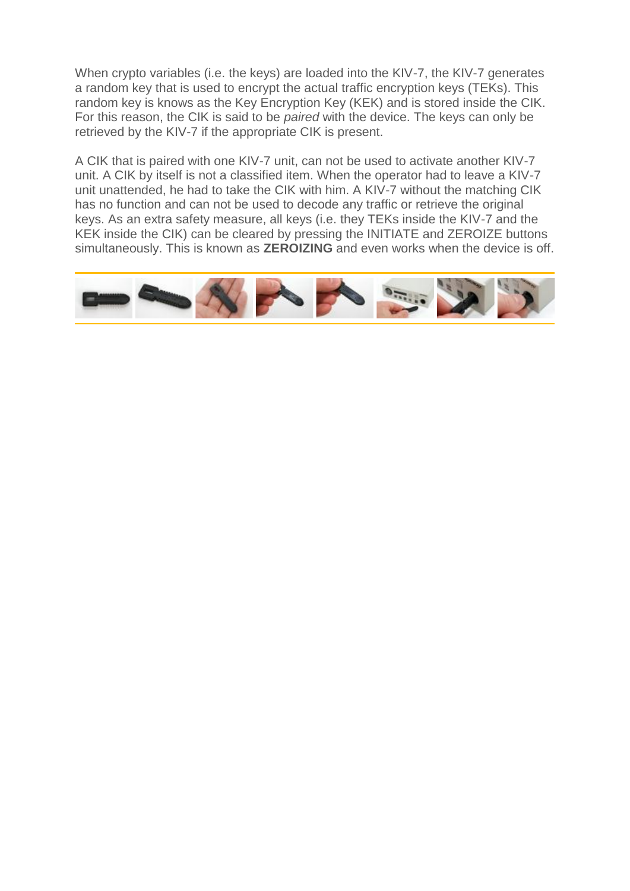When crypto variables (i.e. the keys) are loaded into the KIV-7, the KIV-7 generates a random key that is used to encrypt the actual traffic encryption keys (TEKs). This random key is knows as the Key Encryption Key (KEK) and is stored inside the CIK. For this reason, the CIK is said to be *paired* with the device. The keys can only be retrieved by the KIV-7 if the appropriate CIK is present.

A CIK that is paired with one KIV-7 unit, can not be used to activate another KIV-7 unit. A CIK by itself is not a classified item. When the operator had to leave a KIV-7 unit unattended, he had to take the CIK with him. A KIV-7 without the matching CIK has no function and can not be used to decode any traffic or retrieve the original keys. As an extra safety measure, all keys (i.e. they TEKs inside the KIV-7 and the KEK inside the CIK) can be cleared by pressing the INITIATE and ZEROIZE buttons simultaneously. This is known as **ZEROIZING** and even works when the device is off.